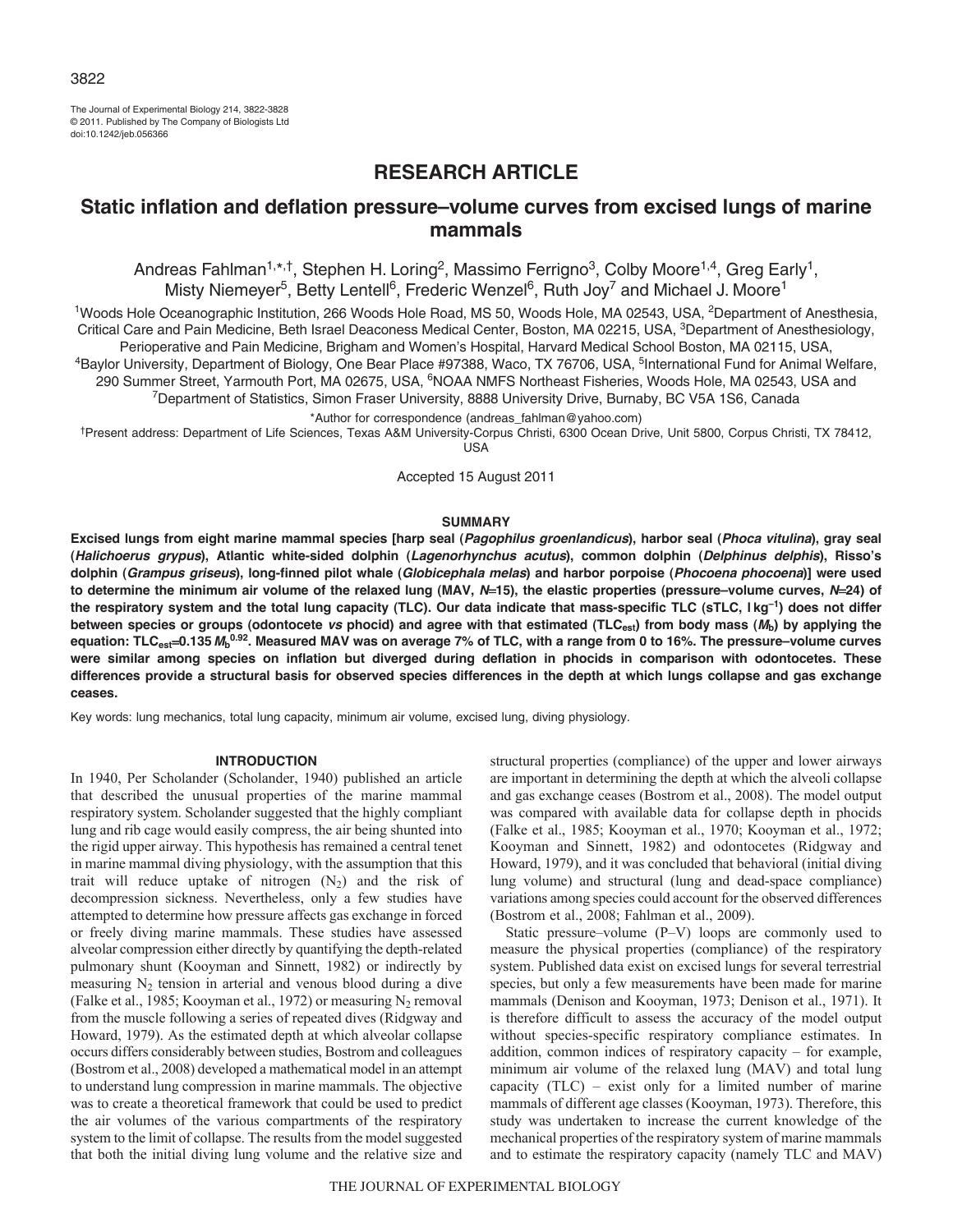# RESEARCH ARTICLE

# Static inflation and deflation pressure–volume curves from excised lungs of marine mammals

Andreas Fahlman[1,*,†], Stephen H. Loring[2], Massimo Ferrigno[3], Colby Moore[1,4], Greg Early[1], Misty Niemeyer[5], Betty Lentell[6], Frederic Wenzel[6], Ruth Joy[7] and Michael J. Moore[1]

[1]Woods Hole Oceanographic Institution, 266 Woods Hole Road, MS 50, Woods Hole, MA 02543, USA, [2]Department of Anesthesia, Critical Care and Pain Medicine, Beth Israel Deaconess Medical Center, Boston, MA 02215, USA, [3]Department of Anesthesiology, Perioperative and Pain Medicine, Brigham and Women's Hospital, Harvard Medical School Boston, MA 02115, USA, [4]Baylor University, Department of Biology, One Bear Place #97388, Waco, TX 76706, USA, [5]International Fund for Animal Welfare, 290 Summer Street, Yarmouth Port, MA 02675, USA, [6]NOAA NMFS Northeast Fisheries, Woods Hole, MA 02543, USA and [7]Department of Statistics, Simon Fraser University, 8888 University Drive, Burnaby, BC V5A 1S6, Canada

*Author for correspondence (andreas_fahlman@yahoo.com)

†Present address: Department of Life Sciences, Texas A&M University-Corpus Christi, 6300 Ocean Drive, Unit 5800, Corpus Christi, TX 78412, USA

Accepted 15 August 2011

## SUMMARY

**Excised lungs from eight marine mammal species [harp seal (*Pagophilus groenlandicus*), harbor seal (*Phoca vitulina*), gray seal (*Halichoerus grypus*), Atlantic white-sided dolphin (*Lagenorhynchus acutus*), common dolphin (*Delphinus delphis*), Risso's dolphin (*Grampus griseus*), long-finned pilot whale (*Globicephala melas*) and harbor porpoise (*Phocoena phocoena*)] were used to determine the minimum air volume of the relaxed lung (MAV, *N*=15), the elastic properties (pressure–volume curves, *N*=24) of the respiratory system and the total lung capacity (TLC). Our data indicate that mass-specific TLC (sTLC, l kg$^{-1}$) does not differ between species or groups (odontocete *vs* phocid) and agree with that estimated ($TLC_{est}$) from body mass ($M_b$) by applying the equation: $TLC_{est}=0.135\ M_b^{0.92}$. Measured MAV was on average 7% of TLC, with a range from 0 to 16%. The pressure–volume curves were similar among species on inflation but diverged during deflation in phocids in comparison with odontocetes. These differences provide a structural basis for observed species differences in the depth at which lungs collapse and gas exchange ceases.**

Key words: lung mechanics, total lung capacity, minimum air volume, excised lung, diving physiology.

## INTRODUCTION

In 1940, Per Scholander (Scholander, 1940) published an article that described the unusual properties of the marine mammal respiratory system. Scholander suggested that the highly compliant lung and rib cage would easily compress, the air being shunted into the rigid upper airway. This hypothesis has remained a central tenet in marine mammal diving physiology, with the assumption that this trait will reduce uptake of nitrogen ($N_2$) and the risk of decompression sickness. Nevertheless, only a few studies have attempted to determine how pressure affects gas exchange in forced or freely diving marine mammals. These studies have assessed alveolar compression either directly by quantifying the depth-related pulmonary shunt (Kooyman and Sinnett, 1982) or indirectly by measuring $N_2$ tension in arterial and venous blood during a dive (Falke et al., 1985; Kooyman et al., 1972) or measuring $N_2$ removal from the muscle following a series of repeated dives (Ridgway and Howard, 1979). As the estimated depth at which alveolar collapse occurs differs considerably between studies, Bostrom and colleagues (Bostrom et al., 2008) developed a mathematical model in an attempt to understand lung compression in marine mammals. The objective was to create a theoretical framework that could be used to predict the air volumes of the various compartments of the respiratory system to the limit of collapse. The results from the model suggested that both the initial diving lung volume and the relative size and structural properties (compliance) of the upper and lower airways are important in determining the depth at which the alveoli collapse and gas exchange ceases (Bostrom et al., 2008). The model output was compared with available data for collapse depth in phocids (Falke et al., 1985; Kooyman et al., 1970; Kooyman et al., 1972; Kooyman and Sinnett, 1982) and odontocetes (Ridgway and Howard, 1979), and it was concluded that behavioral (initial diving lung volume) and structural (lung and dead-space compliance) variations among species could account for the observed differences (Bostrom et al., 2008; Fahlman et al., 2009).

Static pressure–volume (P–V) loops are commonly used to measure the physical properties (compliance) of the respiratory system. Published data exist on excised lungs for several terrestrial species, but only a few measurements have been made for marine mammals (Denison and Kooyman, 1973; Denison et al., 1971). It is therefore difficult to assess the accuracy of the model output without species-specific respiratory compliance estimates. In addition, common indices of respiratory capacity – for example, minimum air volume of the relaxed lung (MAV) and total lung capacity (TLC) – exist only for a limited number of marine mammals of different age classes (Kooyman, 1973). Therefore, this study was undertaken to increase the current knowledge of the mechanical properties of the respiratory system of marine mammals and to estimate the respiratory capacity (namely TLC and MAV)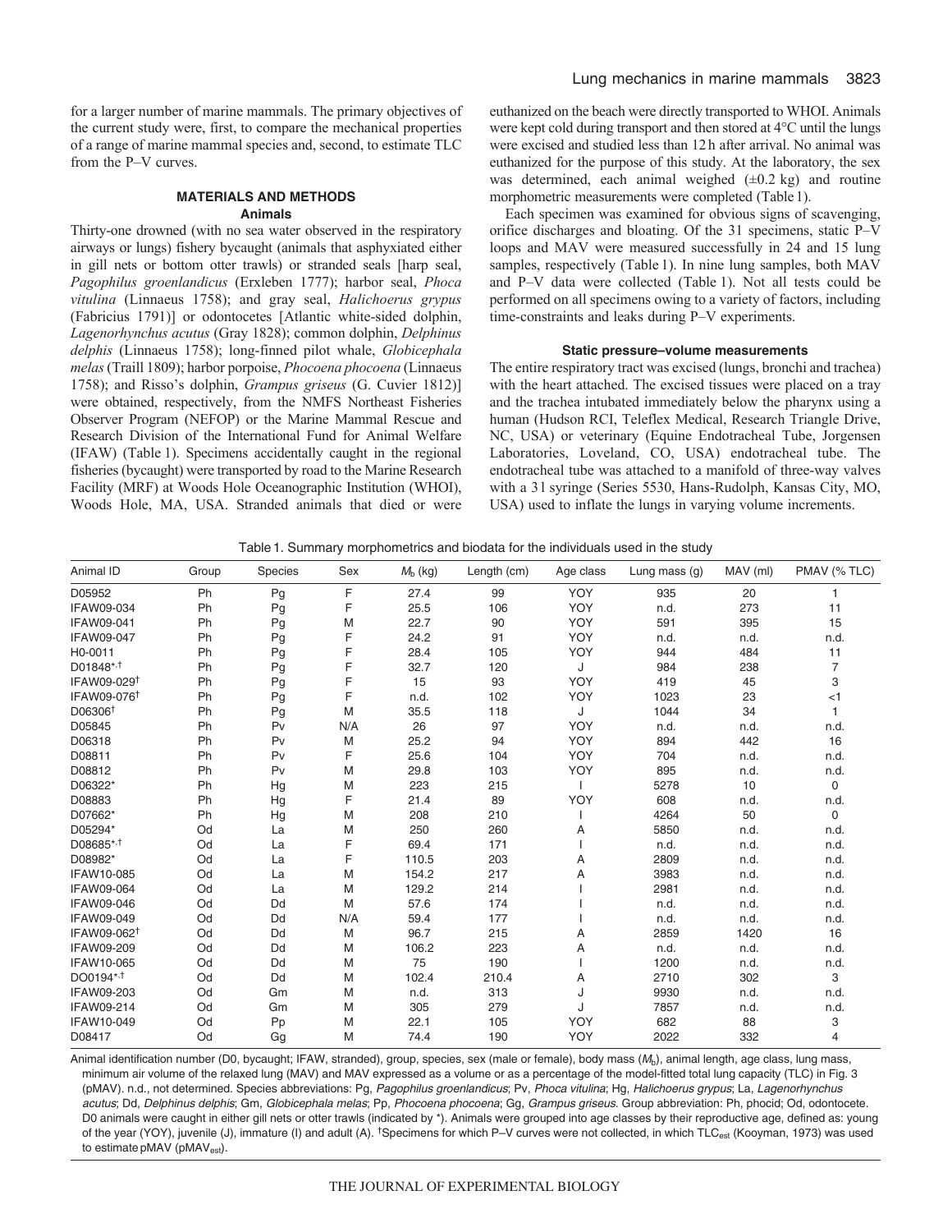for a larger number of marine mammals. The primary objectives of the current study were, first, to compare the mechanical properties of a range of marine mammal species and, second, to estimate TLC from the P–V curves.

## MATERIALS AND METHODS

### Animals

Thirty-one drowned (with no sea water observed in the respiratory airways or lungs) fishery bycaught (animals that asphyxiated either in gill nets or bottom otter trawls) or stranded seals [harp seal, *Pagophilus groenlandicus* (Erxleben 1777); harbor seal, *Phoca vitulina* (Linnaeus 1758); and gray seal, *Halichoerus grypus* (Fabricius 1791)] or odontocetes [Atlantic white-sided dolphin, *Lagenorhynchus acutus* (Gray 1828); common dolphin, *Delphinus delphis* (Linnaeus 1758); long-finned pilot whale, *Globicephala melas* (Traill 1809); harbor porpoise, *Phocoena phocoena* (Linnaeus 1758); and Risso's dolphin, *Grampus griseus* (G. Cuvier 1812)] were obtained, respectively, from the NMFS Northeast Fisheries Observer Program (NEFOP) or the Marine Mammal Rescue and Research Division of the International Fund for Animal Welfare (IFAW) (Table 1). Specimens accidentally caught in the regional fisheries (bycaught) were transported by road to the Marine Research Facility (MRF) at Woods Hole Oceanographic Institution (WHOI), Woods Hole, MA, USA. Stranded animals that died or were euthanized on the beach were directly transported to WHOI. Animals were kept cold during transport and then stored at 4°C until the lungs were excised and studied less than 12 h after arrival. No animal was euthanized for the purpose of this study. At the laboratory, the sex was determined, each animal weighed (±0.2 kg) and routine morphometric measurements were completed (Table 1).

Each specimen was examined for obvious signs of scavenging, orifice discharges and bloating. Of the 31 specimens, static P–V loops and MAV were measured successfully in 24 and 15 lung samples, respectively (Table 1). In nine lung samples, both MAV and P–V data were collected (Table 1). Not all tests could be performed on all specimens owing to a variety of factors, including time-constraints and leaks during P–V experiments.

### Static pressure–volume measurements

The entire respiratory tract was excised (lungs, bronchi and trachea) with the heart attached. The excised tissues were placed on a tray and the trachea intubated immediately below the pharynx using a human (Hudson RCI, Teleflex Medical, Research Triangle Drive, NC, USA) or veterinary (Equine Endotracheal Tube, Jorgensen Laboratories, Loveland, CO, USA) endotracheal tube. The endotracheal tube was attached to a manifold of three-way valves with a 3 l syringe (Series 5530, Hans-Rudolph, Kansas City, MO, USA) used to inflate the lungs in varying volume increments.

Table 1. Summary morphometrics and biodata for the individuals used in the study

| Animal ID | Group | Species | Sex | $M_b$ (kg) | Length (cm) | Age class | Lung mass (g) | MAV (ml) | PMAV (% TLC) |
|---|---|---|---|---|---|---|---|---|---|
| D05952 | Ph | Pg | F | 27.4 | 99 | YOY | 935 | 20 | 1 |
| IFAW09-034 | Ph | Pg | F | 25.5 | 106 | YOY | n.d. | 273 | 11 |
| IFAW09-041 | Ph | Pg | M | 22.7 | 90 | YOY | 591 | 395 | 15 |
| IFAW09-047 | Ph | Pg | F | 24.2 | 91 | YOY | n.d. | n.d. | n.d. |
| H0-0011 | Ph | Pg | F | 28.4 | 105 | YOY | 944 | 484 | 11 |
| D01848*,† | Ph | Pg | F | 32.7 | 120 | J | 984 | 238 | 7 |
| IFAW09-029† | Ph | Pg | F | 15 | 93 | YOY | 419 | 45 | 3 |
| IFAW09-076† | Ph | Pg | F | n.d. | 102 | YOY | 1023 | 23 | <1 |
| D06306† | Ph | Pg | M | 35.5 | 118 | J | 1044 | 34 | 1 |
| D05845 | Ph | Pv | N/A | 26 | 97 | YOY | n.d. | n.d. | n.d. |
| D06318 | Ph | Pv | M | 25.2 | 94 | YOY | 894 | 442 | 16 |
| D08811 | Ph | Pv | F | 25.6 | 104 | YOY | 704 | n.d. | n.d. |
| D08812 | Ph | Pv | M | 29.8 | 103 | YOY | 895 | n.d. | n.d. |
| D06322* | Ph | Hg | M | 223 | 215 | I | 5278 | 10 | 0 |
| D08883 | Ph | Hg | F | 21.4 | 89 | YOY | 608 | n.d. | n.d. |
| D07662* | Ph | Hg | M | 208 | 210 | I | 4264 | 50 | 0 |
| D05294* | Od | La | M | 250 | 260 | A | 5850 | n.d. | n.d. |
| D08685*,† | Od | La | F | 69.4 | 171 | I | n.d. | n.d. | n.d. |
| D08982* | Od | La | F | 110.5 | 203 | A | 2809 | n.d. | n.d. |
| IFAW10-085 | Od | La | M | 154.2 | 217 | A | 3983 | n.d. | n.d. |
| IFAW09-064 | Od | La | M | 129.2 | 214 | I | 2981 | n.d. | n.d. |
| IFAW09-046 | Od | Dd | M | 57.6 | 174 | I | n.d. | n.d. | n.d. |
| IFAW09-049 | Od | Dd | N/A | 59.4 | 177 | I | n.d. | n.d. | n.d. |
| IFAW09-062† | Od | Dd | M | 96.7 | 215 | A | 2859 | 1420 | 16 |
| IFAW09-209 | Od | Dd | M | 106.2 | 223 | A | n.d. | n.d. | n.d. |
| IFAW10-065 | Od | Dd | M | 75 | 190 | I | 1200 | n.d. | n.d. |
| DO0194*,† | Od | Dd | M | 102.4 | 210.4 | A | 2710 | 302 | 3 |
| IFAW09-203 | Od | Gm | M | n.d. | 313 | J | 9930 | n.d. | n.d. |
| IFAW09-214 | Od | Gm | M | 305 | 279 | J | 7857 | n.d. | n.d. |
| IFAW10-049 | Od | Pp | M | 22.1 | 105 | YOY | 682 | 88 | 3 |
| D08417 | Od | Gg | M | 74.4 | 190 | YOY | 2022 | 332 | 4 |

Animal identification number (D0, bycaught; IFAW, stranded), group, species, sex (male or female), body mass ($M_b$), animal length, age class, lung mass, minimum air volume of the relaxed lung (MAV) and MAV expressed as a volume or as a percentage of the model-fitted total lung capacity (TLC) in Fig. 3 (pMAV). n.d., not determined. Species abbreviations: Pg, *Pagophilus groenlandicus*; Pv, *Phoca vitulina*; Hg, *Halichoerus grypus*; La, *Lagenorhynchus acutus*; Dd, *Delphinus delphis*; Gm, *Globicephala melas*; Pp, *Phocoena phocoena*; Gg, *Grampus griseus*. Group abbreviation: Ph, phocid; Od, odontocete. D0 animals were caught in either gill nets or otter trawls (indicated by *). Animals were grouped into age classes by their reproductive age, defined as: young of the year (YOY), juvenile (J), immature (I) and adult (A). †Specimens for which P–V curves were not collected, in which $TLC_{est}$ (Kooyman, 1973) was used to estimate pMAV ($pMAV_{est}$).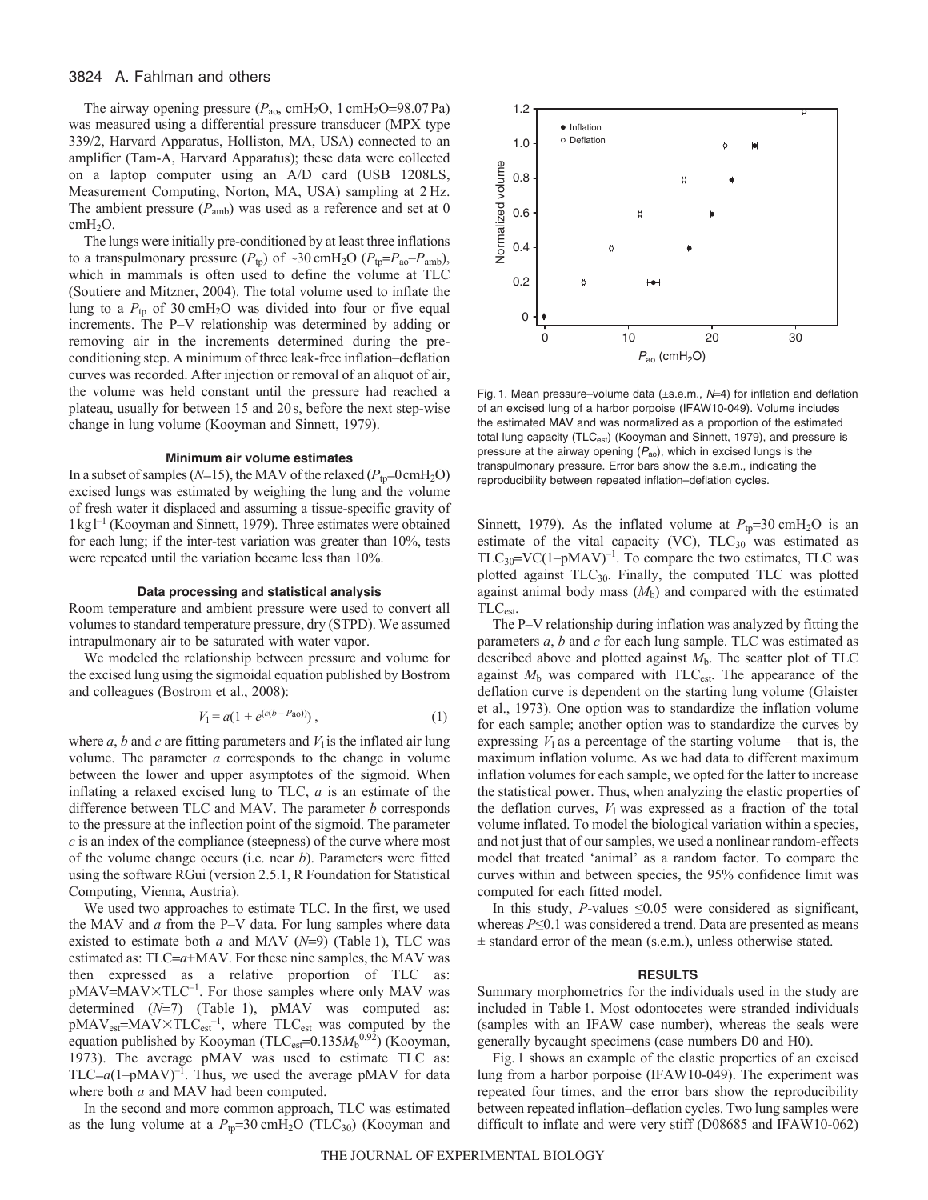The airway opening pressure ($P_{ao}$, cm$H_2O$, 1 cm$H_2O$=98.07 Pa) was measured using a differential pressure transducer (MPX type 339/2, Harvard Apparatus, Holliston, MA, USA) connected to an amplifier (Tam-A, Harvard Apparatus); these data were collected on a laptop computer using an A/D card (USB 1208LS, Measurement Computing, Norton, MA, USA) sampling at 2 Hz. The ambient pressure ($P_{amb}$) was used as a reference and set at 0 cm$H_2O$.

The lungs were initially pre-conditioned by at least three inflations to a transpulmonary pressure ($P_{tp}$) of ~30 cm$H_2O$ ($P_{tp}$=$P_{ao}$–$P_{amb}$), which in mammals is often used to define the volume at TLC (Soutiere and Mitzner, 2004). The total volume used to inflate the lung to a $P_{tp}$ of 30 cm$H_2O$ was divided into four or five equal increments. The P–V relationship was determined by adding or removing air in the increments determined during the pre-conditioning step. A minimum of three leak-free inflation–deflation curves was recorded. After injection or removal of an aliquot of air, the volume was held constant until the pressure had reached a plateau, usually for between 15 and 20 s, before the next step-wise change in lung volume (Kooyman and Sinnett, 1979).

### Minimum air volume estimates

In a subset of samples ($N$=15), the MAV of the relaxed ($P_{tp}$=0 cm$H_2O$) excised lungs was estimated by weighing the lung and the volume of fresh water it displaced and assuming a tissue-specific gravity of 1 kg l$^{-1}$ (Kooyman and Sinnett, 1979). Three estimates were obtained for each lung; if the inter-test variation was greater than 10%, tests were repeated until the variation became less than 10%.

### Data processing and statistical analysis

Room temperature and ambient pressure were used to convert all volumes to standard temperature pressure, dry (STPD). We assumed intrapulmonary air to be saturated with water vapor.

We modeled the relationship between pressure and volume for the excised lung using the sigmoidal equation published by Bostrom and colleagues (Bostrom et al., 2008):

$$V_l = a(1 + e^{(c(b - P_{ao}))}) , \quad (1)$$

where $a$, $b$ and $c$ are fitting parameters and $V_l$ is the inflated air lung volume. The parameter $a$ corresponds to the change in volume between the lower and upper asymptotes of the sigmoid. When inflating a relaxed excised lung to TLC, $a$ is an estimate of the difference between TLC and MAV. The parameter $b$ corresponds to the pressure at the inflection point of the sigmoid. The parameter $c$ is an index of the compliance (steepness) of the curve where most of the volume change occurs (i.e. near $b$). Parameters were fitted using the software RGui (version 2.5.1, R Foundation for Statistical Computing, Vienna, Austria).

We used two approaches to estimate TLC. In the first, we used the MAV and $a$ from the P–V data. For lung samples where data existed to estimate both $a$ and MAV ($N$=9) (Table 1), TLC was estimated as: TLC=$a$+MAV. For these nine samples, the MAV was then expressed as a relative proportion of TLC as: pMAV=MAV×TLC$^{-1}$. For those samples where only MAV was determined ($N$=7) (Table 1), pMAV was computed as: $\mathrm{pMAV_{est}}$=MAV×$\mathrm{TLC_{est}}^{-1}$, where $\mathrm{TLC_{est}}$ was computed by the equation published by Kooyman ($\mathrm{TLC_{est}}=0.135M_b^{0.92}$) (Kooyman, 1973). The average pMAV was used to estimate TLC as: TLC=$a$(1–pMAV)$^{-1}$. Thus, we used the average pMAV for data where both $a$ and MAV had been computed.

In the second and more common approach, TLC was estimated as the lung volume at a $P_{tp}$=30 cm$H_2O$ ($\mathrm{TLC_{30}}$) (Kooyman and Sinnett, 1979). As the inflated volume at $P_{tp}$=30 cm$H_2O$ is an estimate of the vital capacity (VC), $\mathrm{TLC_{30}}$ was estimated as $\mathrm{TLC_{30}}$=VC(1–pMAV)$^{-1}$. To compare the two estimates, TLC was plotted against $\mathrm{TLC_{30}}$. Finally, the computed TLC was plotted against animal body mass ($M_b$) and compared with the estimated $\mathrm{TLC_{est}}$.

The P–V relationship during inflation was analyzed by fitting the parameters $a$, $b$ and $c$ for each lung sample. TLC was estimated as described above and plotted against $M_b$. The scatter plot of TLC against $M_b$ was compared with $\mathrm{TLC_{est}}$. The appearance of the deflation curve is dependent on the starting lung volume (Glaister et al., 1973). One option was to standardize the inflation volume for each sample; another option was to standardize the curves by expressing $V_l$ as a percentage of the starting volume – that is, the maximum inflation volume. As we had data to different maximum inflation volumes for each sample, we opted for the latter to increase the statistical power. Thus, when analyzing the elastic properties of the deflation curves, $V_l$ was expressed as a fraction of the total volume inflated. To model the biological variation within a species, and not just that of our samples, we used a nonlinear random-effects model that treated 'animal' as a random factor. To compare the curves within and between species, the 95% confidence limit was computed for each fitted model.

In this study, $P$-values ≤0.05 were considered as significant, whereas $P$≤0.1 was considered a trend. Data are presented as means ± standard error of the mean (s.e.m.), unless otherwise stated.

Fig. 1. Mean pressure–volume data (±s.e.m., $N$=4) for inflation and deflation of an excised lung of a harbor porpoise (IFAW10-049). Volume includes the estimated MAV and was normalized as a proportion of the estimated total lung capacity ($\mathrm{TLC_{est}}$) (Kooyman and Sinnett, 1979), and pressure is pressure at the airway opening ($P_{ao}$), which in excised lungs is the transpulmonary pressure. Error bars show the s.e.m., indicating the reproducibility between repeated inflation–deflation cycles.

## RESULTS

Summary morphometrics for the individuals used in the study are included in Table 1. Most odontocetes were stranded individuals (samples with an IFAW case number), whereas the seals were generally bycaught specimens (case numbers D0 and H0).

Fig. 1 shows an example of the elastic properties of an excised lung from a harbor porpoise (IFAW10-049). The experiment was repeated four times, and the error bars show the reproducibility between repeated inflation–deflation cycles. Two lung samples were difficult to inflate and were very stiff (D08685 and IFAW10-062)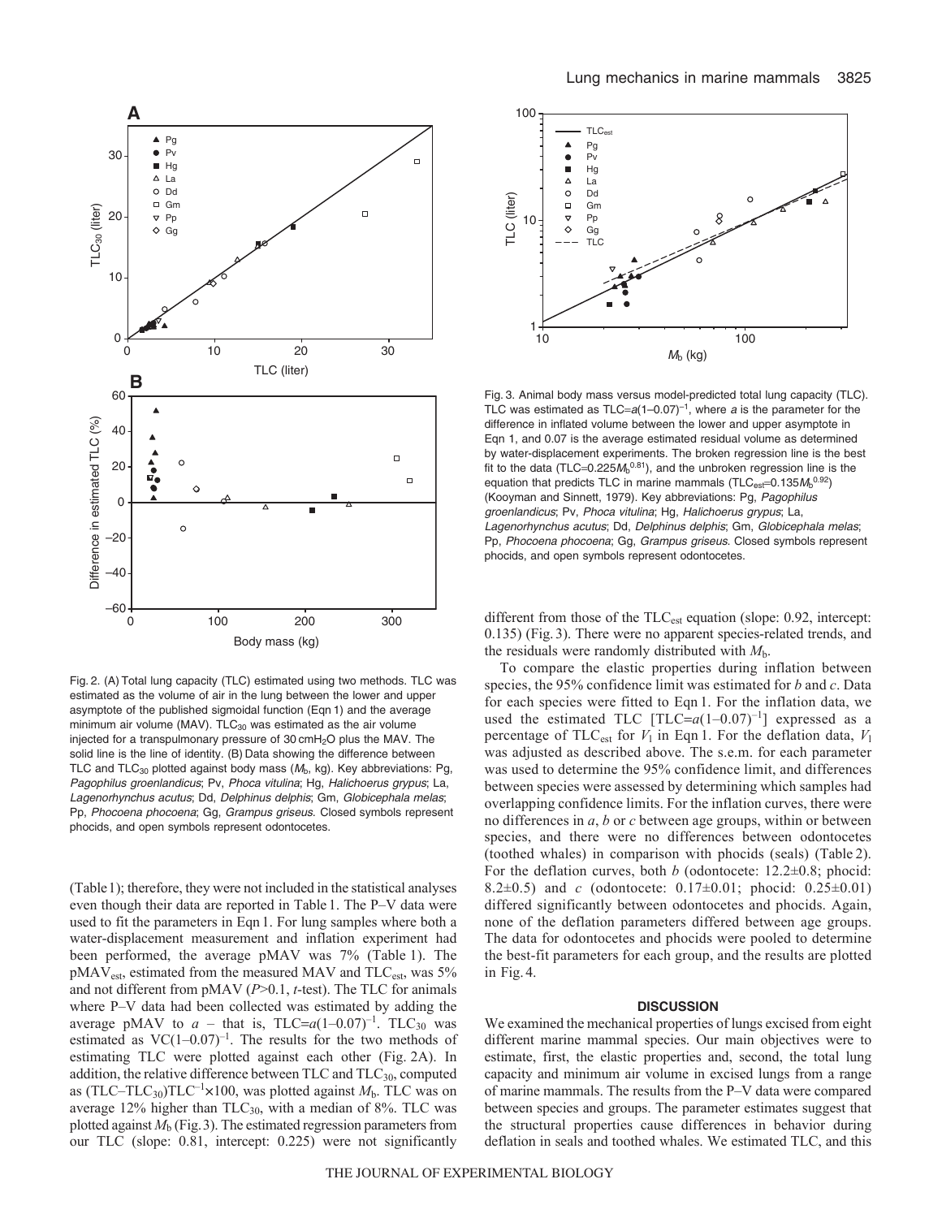Fig. 2. (A) Total lung capacity (TLC) estimated using two methods. TLC was estimated as the volume of air in the lung between the lower and upper asymptote of the published sigmoidal function (Eqn 1) and the average minimum air volume (MAV). $TLC_{30}$ was estimated as the air volume injected for a transpulmonary pressure of 30 $cmH_2O$ plus the MAV. The solid line is the line of identity. (B) Data showing the difference between TLC and $TLC_{30}$ plotted against body mass ($M_b$, kg). Key abbreviations: Pg, *Pagophilus groenlandicus*; Pv, *Phoca vitulina*; Hg, *Halichoerus grypus*; La, *Lagenorhynchus acutus*; Dd, *Delphinus delphis*; Gm, *Globicephala melas*; Pp, *Phocoena phocoena*; Gg, *Grampus griseus*. Closed symbols represent phocids, and open symbols represent odontocetes.

(Table 1); therefore, they were not included in the statistical analyses even though their data are reported in Table 1. The P–V data were used to fit the parameters in Eqn 1. For lung samples where both a water-displacement measurement and inflation experiment had been performed, the average pMAV was 7% (Table 1). The $pMAV_{est}$, estimated from the measured MAV and $TLC_{est}$, was 5% and not different from pMAV ($P$>0.1, $t$-test). The TLC for animals where P–V data had been collected was estimated by adding the average pMAV to $a$ – that is, $TLC=a(1-0.07)^{-1}$. $TLC_{30}$ was estimated as $VC(1-0.07)^{-1}$. The results for the two methods of estimating TLC were plotted against each other (Fig. 2A). In addition, the relative difference between TLC and $TLC_{30}$, computed as $(TLC-TLC_{30})TLC^{-1}\times 100$, was plotted against $M_b$. TLC was on average 12% higher than $TLC_{30}$, with a median of 8%. TLC was plotted against $M_b$ (Fig. 3). The estimated regression parameters from our TLC (slope: 0.81, intercept: 0.225) were not significantly different from those of the $TLC_{est}$ equation (slope: 0.92, intercept: 0.135) (Fig. 3). There were no apparent species-related trends, and the residuals were randomly distributed with $M_b$.

Fig. 3. Animal body mass versus model-predicted total lung capacity (TLC). TLC was estimated as $TLC=a(1-0.07)^{-1}$, where $a$ is the parameter for the difference in inflated volume between the lower and upper asymptote in Eqn 1, and 0.07 is the average estimated residual volume as determined by water-displacement experiments. The broken regression line is the best fit to the data ($TLC=0.225M_b^{0.81}$), and the unbroken regression line is the equation that predicts TLC in marine mammals ($TLC_{est}=0.135M_b^{0.92}$) (Kooyman and Sinnett, 1979). Key abbreviations: Pg, *Pagophilus groenlandicus*; Pv, *Phoca vitulina*; Hg, *Halichoerus grypus*; La, *Lagenorhynchus acutus*; Dd, *Delphinus delphis*; Gm, *Globicephala melas*; Pp, *Phocoena phocoena*; Gg, *Grampus griseus*. Closed symbols represent phocids, and open symbols represent odontocetes.

To compare the elastic properties during inflation between species, the 95% confidence limit was estimated for $b$ and $c$. Data for each species were fitted to Eqn 1. For the inflation data, we used the estimated TLC [$TLC=a(1-0.07)^{-1}$] expressed as a percentage of $TLC_{est}$ for $V_1$ in Eqn 1. For the deflation data, $V_1$ was adjusted as described above. The s.e.m. for each parameter was used to determine the 95% confidence limit, and differences between species were assessed by determining which samples had overlapping confidence limits. For the inflation curves, there were no differences in $a$, $b$ or $c$ between age groups, within or between species, and there were no differences between odontocetes (toothed whales) in comparison with phocids (seals) (Table 2). For the deflation curves, both $b$ (odontocete: 12.2±0.8; phocid: 8.2±0.5) and $c$ (odontocete: 0.17±0.01; phocid: 0.25±0.01) differed significantly between odontocetes and phocids. Again, none of the deflation parameters differed between age groups. The data for odontocetes and phocids were pooled to determine the best-fit parameters for each group, and the results are plotted in Fig. 4.

## DISCUSSION

We examined the mechanical properties of lungs excised from eight different marine mammal species. Our main objectives were to estimate, first, the elastic properties and, second, the total lung capacity and minimum air volume in excised lungs from a range of marine mammals. The results from the P–V data were compared between species and groups. The parameter estimates suggest that the structural properties cause differences in behavior during deflation in seals and toothed whales. We estimated TLC, and this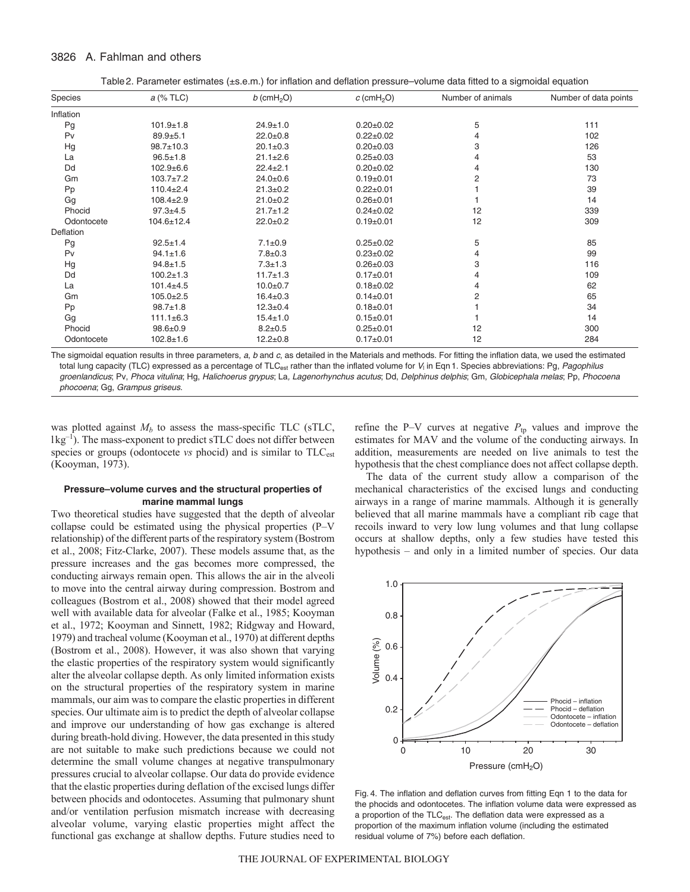Table 2. Parameter estimates (±s.e.m.) for inflation and deflation pressure–volume data fitted to a sigmoidal equation

| Species | *a* (% TLC) | *b* ($cmH_2O$) | *c* ($cmH_2O$) | Number of animals | Number of data points |
|---|---|---|---|---|---|
| Inflation | | | | | |
| Pg | 101.9±1.8 | 24.9±1.0 | 0.20±0.02 | 5 | 111 |
| Pv | 89.9±5.1 | 22.0±0.8 | 0.22±0.02 | 4 | 102 |
| Hg | 98.7±10.3 | 20.1±0.3 | 0.20±0.03 | 3 | 126 |
| La | 96.5±1.8 | 21.1±2.6 | 0.25±0.03 | 4 | 53 |
| Dd | 102.9±6.6 | 22.4±2.1 | 0.20±0.02 | 4 | 130 |
| Gm | 103.7±7.2 | 24.0±0.6 | 0.19±0.01 | 2 | 73 |
| Pp | 110.4±2.4 | 21.3±0.2 | 0.22±0.01 | 1 | 39 |
| Gg | 108.4±2.9 | 21.0±0.2 | 0.26±0.01 | 1 | 14 |
| Phocid | 97.3±4.5 | 21.7±1.2 | 0.24±0.02 | 12 | 339 |
| Odontocete | 104.6±12.4 | 22.0±0.2 | 0.19±0.01 | 12 | 309 |
| Deflation | | | | | |
| Pg | 92.5±1.4 | 7.1±0.9 | 0.25±0.02 | 5 | 85 |
| Pv | 94.1±1.6 | 7.8±0.3 | 0.23±0.02 | 4 | 99 |
| Hg | 94.8±1.5 | 7.3±1.3 | 0.26±0.03 | 3 | 116 |
| Dd | 100.2±1.3 | 11.7±1.3 | 0.17±0.01 | 4 | 109 |
| La | 101.4±4.5 | 10.0±0.7 | 0.18±0.02 | 4 | 62 |
| Gm | 105.0±2.5 | 16.4±0.3 | 0.14±0.01 | 2 | 65 |
| Pp | 98.7±1.8 | 12.3±0.4 | 0.18±0.01 | 1 | 34 |
| Gg | 111.1±6.3 | 15.4±1.0 | 0.15±0.01 | 1 | 14 |
| Phocid | 98.6±0.9 | 8.2±0.5 | 0.25±0.01 | 12 | 300 |
| Odontocete | 102.8±1.6 | 12.2±0.8 | 0.17±0.01 | 12 | 284 |

The sigmoidal equation results in three parameters, *a*, *b* and *c*, as detailed in the Materials and methods. For fitting the inflation data, we used the estimated total lung capacity (TLC) expressed as a percentage of $TLC_{est}$ rather than the inflated volume for $V_i$ in Eqn 1. Species abbreviations: Pg, *Pagophilus groenlandicus*; Pv, *Phoca vitulina*; Hg, *Halichoerus grypus*; La, *Lagenorhynchus acutus*; Dd, *Delphinus delphis*; Gm, *Globicephala melas*; Pp, *Phocoena phocoena*; Gg, *Grampus griseus*.

was plotted against $M_b$ to assess the mass-specific TLC (sTLC, $l\,kg^{-1}$). The mass-exponent to predict sTLC does not differ between species or groups (odontocete *vs* phocid) and is similar to $TLC_{est}$ (Kooyman, 1973).

### Pressure–volume curves and the structural properties of marine mammal lungs

Two theoretical studies have suggested that the depth of alveolar collapse could be estimated using the physical properties (P–V relationship) of the different parts of the respiratory system (Bostrom et al., 2008; Fitz-Clarke, 2007). These models assume that, as the pressure increases and the gas becomes more compressed, the conducting airways remain open. This allows the air in the alveoli to move into the central airway during compression. Bostrom and colleagues (Bostrom et al., 2008) showed that their model agreed well with available data for alveolar (Falke et al., 1985; Kooyman et al., 1972; Kooyman and Sinnett, 1982; Ridgway and Howard, 1979) and tracheal volume (Kooyman et al., 1970) at different depths (Bostrom et al., 2008). However, it was also shown that varying the elastic properties of the respiratory system would significantly alter the alveolar collapse depth. As only limited information exists on the structural properties of the respiratory system in marine mammals, our aim was to compare the elastic properties in different species. Our ultimate aim is to predict the depth of alveolar collapse and improve our understanding of how gas exchange is altered during breath-hold diving. However, the data presented in this study are not suitable to make such predictions because we could not determine the small volume changes at negative transpulmonary pressures crucial to alveolar collapse. Our data do provide evidence that the elastic properties during deflation of the excised lungs differ between phocids and odontocetes. Assuming that pulmonary shunt and/or ventilation perfusion mismatch increase with decreasing alveolar volume, varying elastic properties might affect the functional gas exchange at shallow depths. Future studies need to refine the P–V curves at negative $P_{tp}$ values and improve the estimates for MAV and the volume of the conducting airways. In addition, measurements are needed on live animals to test the hypothesis that the chest compliance does not affect collapse depth.

The data of the current study allow a comparison of the mechanical characteristics of the excised lungs and conducting airways in a range of marine mammals. Although it is generally believed that all marine mammals have a compliant rib cage that recoils inward to very low lung volumes and that lung collapse occurs at shallow depths, only a few studies have tested this hypothesis – and only in a limited number of species. Our data

Fig. 4. The inflation and deflation curves from fitting Eqn 1 to the data for the phocids and odontocetes. The inflation volume data were expressed as a proportion of the $TLC_{est}$. The deflation data were expressed as a proportion of the maximum inflation volume (including the estimated residual volume of 7%) before each deflation.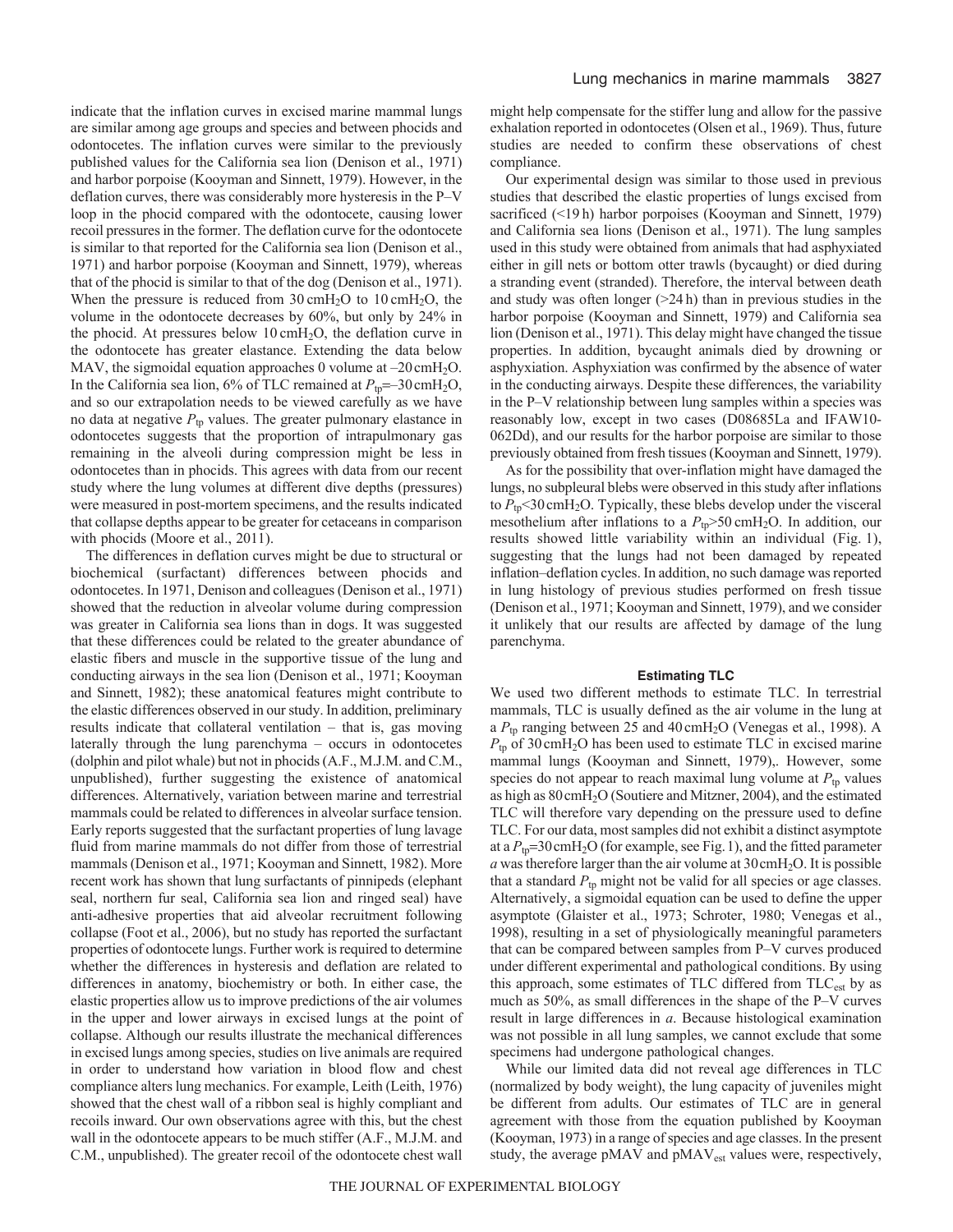indicate that the inflation curves in excised marine mammal lungs are similar among age groups and species and between phocids and odontocetes. The inflation curves were similar to the previously published values for the California sea lion (Denison et al., 1971) and harbor porpoise (Kooyman and Sinnett, 1979). However, in the deflation curves, there was considerably more hysteresis in the P–V loop in the phocid compared with the odontocete, causing lower recoil pressures in the former. The deflation curve for the odontocete is similar to that reported for the California sea lion (Denison et al., 1971) and harbor porpoise (Kooyman and Sinnett, 1979), whereas that of the phocid is similar to that of the dog (Denison et al., 1971). When the pressure is reduced from 30 $cmH_2O$ to 10 $cmH_2O$, the volume in the odontocete decreases by 60%, but only by 24% in the phocid. At pressures below 10 $cmH_2O$, the deflation curve in the odontocete has greater elastance. Extending the data below MAV, the sigmoidal equation approaches 0 volume at –20 $cmH_2O$. In the California sea lion, 6% of TLC remained at $P_{tp}$=–30 $cmH_2O$, and so our extrapolation needs to be viewed carefully as we have no data at negative $P_{tp}$ values. The greater pulmonary elastance in odontocetes suggests that the proportion of intrapulmonary gas remaining in the alveoli during compression might be less in odontocetes than in phocids. This agrees with data from our recent study where the lung volumes at different dive depths (pressures) were measured in post-mortem specimens, and the results indicated that collapse depths appear to be greater for cetaceans in comparison with phocids (Moore et al., 2011).

The differences in deflation curves might be due to structural or biochemical (surfactant) differences between phocids and odontocetes. In 1971, Denison and colleagues (Denison et al., 1971) showed that the reduction in alveolar volume during compression was greater in California sea lions than in dogs. It was suggested that these differences could be related to the greater abundance of elastic fibers and muscle in the supportive tissue of the lung and conducting airways in the sea lion (Denison et al., 1971; Kooyman and Sinnett, 1982); these anatomical features might contribute to the elastic differences observed in our study. In addition, preliminary results indicate that collateral ventilation – that is, gas moving laterally through the lung parenchyma – occurs in odontocetes (dolphin and pilot whale) but not in phocids (A.F., M.J.M. and C.M., unpublished), further suggesting the existence of anatomical differences. Alternatively, variation between marine and terrestrial mammals could be related to differences in alveolar surface tension. Early reports suggested that the surfactant properties of lung lavage fluid from marine mammals do not differ from those of terrestrial mammals (Denison et al., 1971; Kooyman and Sinnett, 1982). More recent work has shown that lung surfactants of pinnipeds (elephant seal, northern fur seal, California sea lion and ringed seal) have anti-adhesive properties that aid alveolar recruitment following collapse (Foot et al., 2006), but no study has reported the surfactant properties of odontocete lungs. Further work is required to determine whether the differences in hysteresis and deflation are related to differences in anatomy, biochemistry or both. In either case, the elastic properties allow us to improve predictions of the air volumes in the upper and lower airways in excised lungs at the point of collapse. Although our results illustrate the mechanical differences in excised lungs among species, studies on live animals are required in order to understand how variation in blood flow and chest compliance alters lung mechanics. For example, Leith (Leith, 1976) showed that the chest wall of a ribbon seal is highly compliant and recoils inward. Our own observations agree with this, but the chest wall in the odontocete appears to be much stiffer (A.F., M.J.M. and C.M., unpublished). The greater recoil of the odontocete chest wall might help compensate for the stiffer lung and allow for the passive exhalation reported in odontocetes (Olsen et al., 1969). Thus, future studies are needed to confirm these observations of chest compliance.

Our experimental design was similar to those used in previous studies that described the elastic properties of lungs excised from sacrificed (<19 h) harbor porpoises (Kooyman and Sinnett, 1979) and California sea lions (Denison et al., 1971). The lung samples used in this study were obtained from animals that had asphyxiated either in gill nets or bottom otter trawls (bycaught) or died during a stranding event (stranded). Therefore, the interval between death and study was often longer (>24 h) than in previous studies in the harbor porpoise (Kooyman and Sinnett, 1979) and California sea lion (Denison et al., 1971). This delay might have changed the tissue properties. In addition, bycaught animals died by drowning or asphyxiation. Asphyxiation was confirmed by the absence of water in the conducting airways. Despite these differences, the variability in the P–V relationship between lung samples within a species was reasonably low, except in two cases (D08685La and IFAW10-062Dd), and our results for the harbor porpoise are similar to those previously obtained from fresh tissues (Kooyman and Sinnett, 1979).

As for the possibility that over-inflation might have damaged the lungs, no subpleural blebs were observed in this study after inflations to $P_{tp}$<30 $cmH_2O$. Typically, these blebs develop under the visceral mesothelium after inflations to a $P_{tp}$>50 $cmH_2O$. In addition, our results showed little variability within an individual (Fig. 1), suggesting that the lungs had not been damaged by repeated inflation–deflation cycles. In addition, no such damage was reported in lung histology of previous studies performed on fresh tissue (Denison et al., 1971; Kooyman and Sinnett, 1979), and we consider it unlikely that our results are affected by damage of the lung parenchyma.

### Estimating TLC

We used two different methods to estimate TLC. In terrestrial mammals, TLC is usually defined as the air volume in the lung at a $P_{tp}$ ranging between 25 and 40 $cmH_2O$ (Venegas et al., 1998). A $P_{tp}$ of 30 $cmH_2O$ has been used to estimate TLC in excised marine mammal lungs (Kooyman and Sinnett, 1979),. However, some species do not appear to reach maximal lung volume at $P_{tp}$ values as high as 80 $cmH_2O$ (Soutiere and Mitzner, 2004), and the estimated TLC will therefore vary depending on the pressure used to define TLC. For our data, most samples did not exhibit a distinct asymptote at a $P_{tp}$=30 $cmH_2O$ (for example, see Fig. 1), and the fitted parameter $a$ was therefore larger than the air volume at 30 $cmH_2O$. It is possible that a standard $P_{tp}$ might not be valid for all species or age classes. Alternatively, a sigmoidal equation can be used to define the upper asymptote (Glaister et al., 1973; Schroter, 1980; Venegas et al., 1998), resulting in a set of physiologically meaningful parameters that can be compared between samples from P–V curves produced under different experimental and pathological conditions. By using this approach, some estimates of TLC differed from $TLC_{est}$ by as much as 50%, as small differences in the shape of the P–V curves result in large differences in $a$. Because histological examination was not possible in all lung samples, we cannot exclude that some specimens had undergone pathological changes.

While our limited data did not reveal age differences in TLC (normalized by body weight), the lung capacity of juveniles might be different from adults. Our estimates of TLC are in general agreement with those from the equation published by Kooyman (Kooyman, 1973) in a range of species and age classes. In the present study, the average pMAV and $pMAV_{est}$ values were, respectively,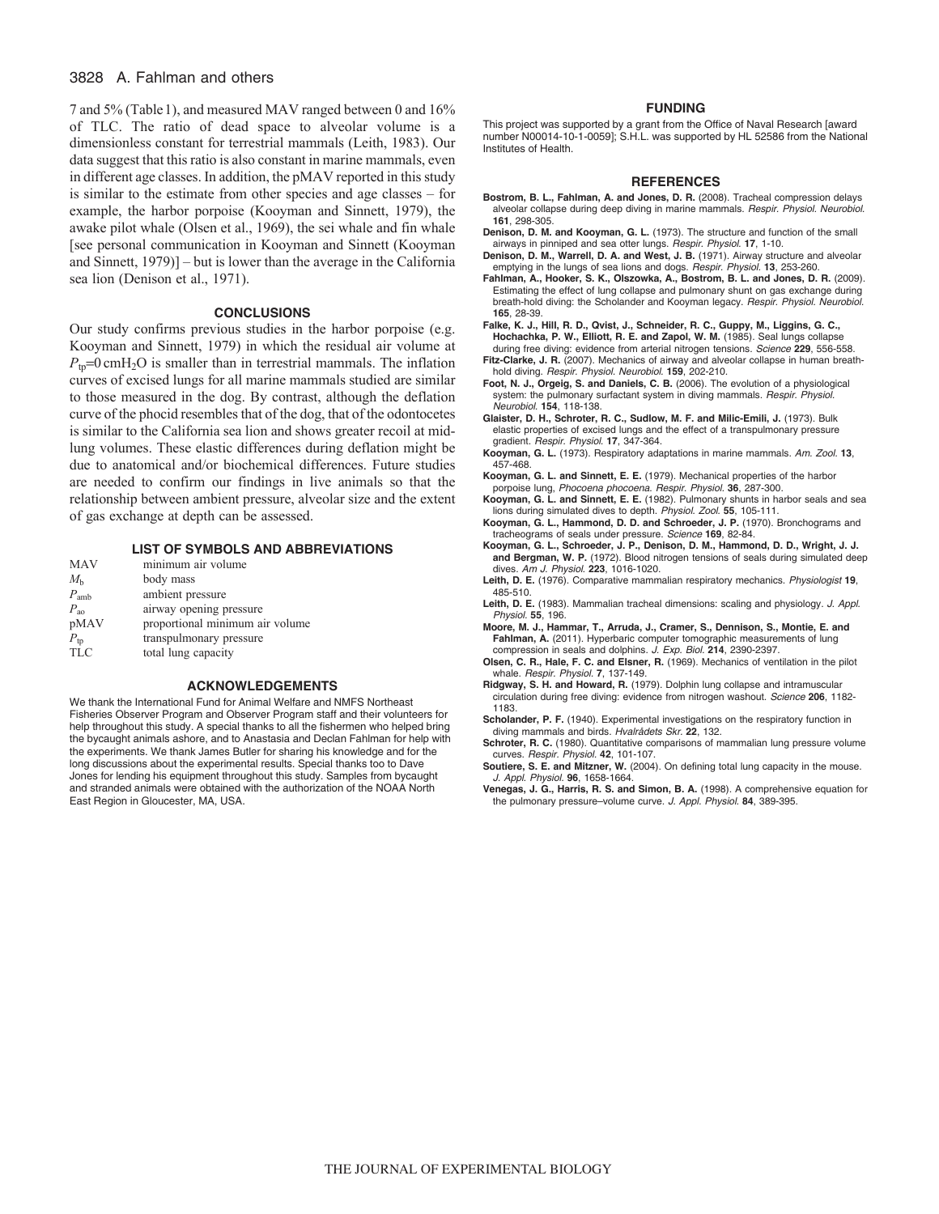7 and 5% (Table 1), and measured MAV ranged between 0 and 16% of TLC. The ratio of dead space to alveolar volume is a dimensionless constant for terrestrial mammals (Leith, 1983). Our data suggest that this ratio is also constant in marine mammals, even in different age classes. In addition, the pMAV reported in this study is similar to the estimate from other species and age classes – for example, the harbor porpoise (Kooyman and Sinnett, 1979), the awake pilot whale (Olsen et al., 1969), the sei whale and fin whale [see personal communication in Kooyman and Sinnett (Kooyman and Sinnett, 1979)] – but is lower than the average in the California sea lion (Denison et al., 1971).

## CONCLUSIONS

Our study confirms previous studies in the harbor porpoise (e.g. Kooyman and Sinnett, 1979) in which the residual air volume at $P_{tp}$=0 cm$H_2O$ is smaller than in terrestrial mammals. The inflation curves of excised lungs for all marine mammals studied are similar to those measured in the dog. By contrast, although the deflation curve of the phocid resembles that of the dog, that of the odontocetes is similar to the California sea lion and shows greater recoil at mid-lung volumes. These elastic differences during deflation might be due to anatomical and/or biochemical differences. Future studies are needed to confirm our findings in live animals so that the relationship between ambient pressure, alveolar size and the extent of gas exchange at depth can be assessed.

## LIST OF SYMBOLS AND ABBREVIATIONS

| | |
|---|---|
| MAV | minimum air volume |
| $M_b$ | body mass |
| $P_{amb}$ | ambient pressure |
| $P_{ao}$ | airway opening pressure |
| pMAV | proportional minimum air volume |
| $P_{tp}$ | transpulmonary pressure |
| TLC | total lung capacity |

## ACKNOWLEDGEMENTS

We thank the International Fund for Animal Welfare and NMFS Northeast Fisheries Observer Program and Observer Program staff and their volunteers for help throughout this study. A special thanks to all the fishermen who helped bring the bycaught animals ashore, and to Anastasia and Declan Fahlman for help with the experiments. We thank James Butler for sharing his knowledge and for the long discussions about the experimental results. Special thanks too to Dave Jones for lending his equipment throughout this study. Samples from bycaught and stranded animals were obtained with the authorization of the NOAA North East Region in Gloucester, MA, USA.

## FUNDING

This project was supported by a grant from the Office of Naval Research [award number N00014-10-1-0059]; S.H.L. was supported by HL 52586 from the National Institutes of Health.

## REFERENCES

**Bostrom, B. L., Fahlman, A. and Jones, D. R.** (2008). Tracheal compression delays alveolar collapse during deep diving in marine mammals. *Respir. Physiol. Neurobiol.* **161**, 298-305.

**Denison, D. M. and Kooyman, G. L.** (1973). The structure and function of the small airways in pinniped and sea otter lungs. *Respir. Physiol.* **17**, 1-10.

**Denison, D. M., Warrell, D. A. and West, J. B.** (1971). Airway structure and alveolar emptying in the lungs of sea lions and dogs. *Respir. Physiol.* **13**, 253-260.

**Fahlman, A., Hooker, S. K., Olszowka, A., Bostrom, B. L. and Jones, D. R.** (2009). Estimating the effect of lung collapse and pulmonary shunt on gas exchange during breath-hold diving: the Scholander and Kooyman legacy. *Respir. Physiol. Neurobiol.* **165**, 28-39.

**Falke, K. J., Hill, R. D., Qvist, J., Schneider, R. C., Guppy, M., Liggins, G. C., Hochachka, P. W., Elliott, R. E. and Zapol, W. M.** (1985). Seal lungs collapse during free diving: evidence from arterial nitrogen tensions. *Science* **229**, 556-558.

**Fitz-Clarke, J. R.** (2007). Mechanics of airway and alveolar collapse in human breath-hold diving. *Respir. Physiol. Neurobiol.* **159**, 202-210.

**Foot, N. J., Orgeig, S. and Daniels, C. B.** (2006). The evolution of a physiological system: the pulmonary surfactant system in diving mammals. *Respir. Physiol. Neurobiol.* **154**, 118-138.

**Glaister, D. H., Schroter, R. C., Sudlow, M. F. and Milic-Emili, J.** (1973). Bulk elastic properties of excised lungs and the effect of a transpulmonary pressure gradient. *Respir. Physiol.* **17**, 347-364.

**Kooyman, G. L.** (1973). Respiratory adaptations in marine mammals. *Am. Zool.* **13**, 457-468.

**Kooyman, G. L. and Sinnett, E. E.** (1979). Mechanical properties of the harbor porpoise lung, *Phocoena phocoena*. *Respir. Physiol.* **36**, 287-300.

**Kooyman, G. L. and Sinnett, E. E.** (1982). Pulmonary shunts in harbor seals and sea lions during simulated dives to depth. *Physiol. Zool.* **55**, 105-111.

**Kooyman, G. L., Hammond, D. D. and Schroeder, J. P.** (1970). Bronchograms and tracheograms of seals under pressure. *Science* **169**, 82-84.

**Kooyman, G. L., Schroeder, J. P., Denison, D. M., Hammond, D. D., Wright, J. J. and Bergman, W. P.** (1972). Blood nitrogen tensions of seals during simulated deep dives. *Am J. Physiol.* **223**, 1016-1020.

**Leith, D. E.** (1976). Comparative mammalian respiratory mechanics. *Physiologist* **19**, 485-510.

**Leith, D. E.** (1983). Mammalian tracheal dimensions: scaling and physiology. *J. Appl. Physiol.* **55**, 196.

**Moore, M. J., Hammar, T., Arruda, J., Cramer, S., Dennison, S., Montie, E. and Fahlman, A.** (2011). Hyperbaric computer tomographic measurements of lung compression in seals and dolphins. *J. Exp. Biol.* **214**, 2390-2397.

**Olsen, C. R., Hale, F. C. and Elsner, R.** (1969). Mechanics of ventilation in the pilot whale. *Respir. Physiol.* **7**, 137-149.

**Ridgway, S. H. and Howard, R.** (1979). Dolphin lung collapse and intramuscular circulation during free diving: evidence from nitrogen washout. *Science* **206**, 1182-1183.

**Scholander, P. F.** (1940). Experimental investigations on the respiratory function in diving mammals and birds. *Hvalrådets Skr.* **22**, 132.

**Schroter, R. C.** (1980). Quantitative comparisons of mammalian lung pressure volume curves. *Respir. Physiol.* **42**, 101-107.

**Soutiere, S. E. and Mitzner, W.** (2004). On defining total lung capacity in the mouse. *J. Appl. Physiol.* **96**, 1658-1664.

**Venegas, J. G., Harris, R. S. and Simon, B. A.** (1998). A comprehensive equation for the pulmonary pressure–volume curve. *J. Appl. Physiol.* **84**, 389-395.